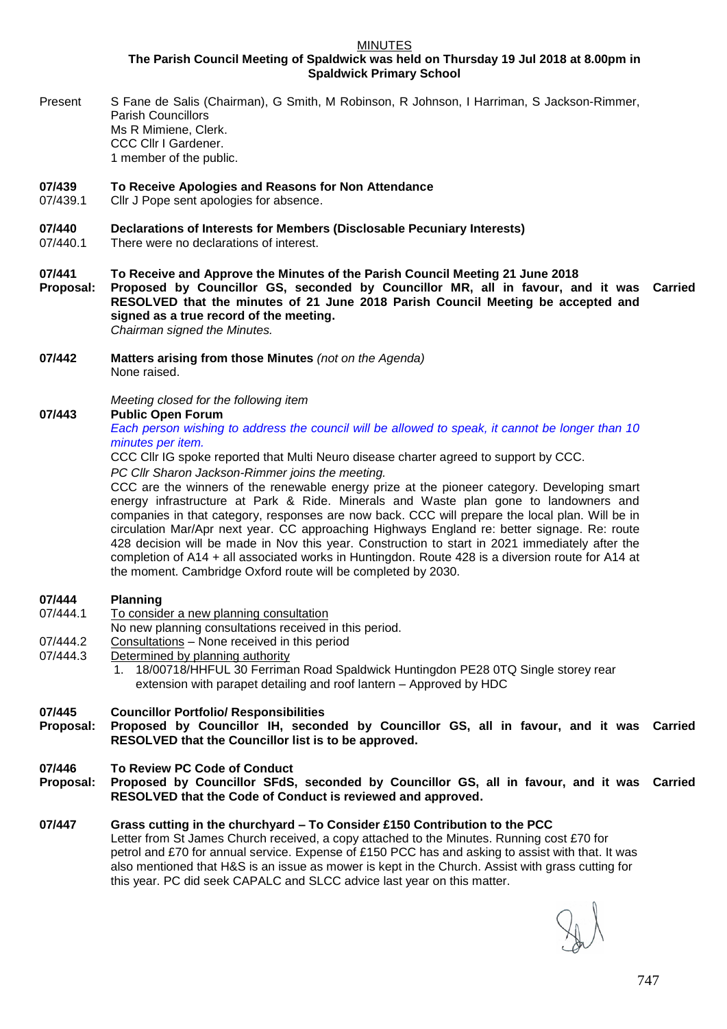MINUTES

**The Parish Council Meeting of Spaldwick was held on Thursday 19 Jul 2018 at 8.00pm in Spaldwick Primary School**

Present S Fane de Salis (Chairman), G Smith, M Robinson, R Johnson, I Harriman, S Jackson-Rimmer, Parish Councillors
Ms R Mimiene, Clerk.
CCC Cllr I Gardener.
1 member of the public.

**07/439 To Receive Apologies and Reasons for Non Attendance**

07/439.1 Cllr J Pope sent apologies for absence.

**07/440 Declarations of Interests for Members (Disclosable Pecuniary Interests)**

07/440.1 There were no declarations of interest.

**07/441 To Receive and Approve the Minutes of the Parish Council Meeting 21 June 2018**

**Proposal: Proposed by Councillor GS, seconded by Councillor MR, all in favour, and it was RESOLVED that the minutes of 21 June 2018 Parish Council Meeting be accepted and signed as a true record of the meeting.** **Carried**

*Chairman signed the Minutes.*

**07/442 Matters arising from those Minutes** *(not on the Agenda)*

None raised.

*Meeting closed for the following item*

**07/443 Public Open Forum**

*Each person wishing to address the council will be allowed to speak, it cannot be longer than 10 minutes per item.*

CCC Cllr IG spoke reported that Multi Neuro disease charter agreed to support by CCC.

*PC Cllr Sharon Jackson-Rimmer joins the meeting.*

CCC are the winners of the renewable energy prize at the pioneer category. Developing smart energy infrastructure at Park & Ride. Minerals and Waste plan gone to landowners and companies in that category, responses are now back. CCC will prepare the local plan. Will be in circulation Mar/Apr next year. CC approaching Highways England re: better signage. Re: route 428 decision will be made in Nov this year. Construction to start in 2021 immediately after the completion of A14 + all associated works in Huntingdon. Route 428 is a diversion route for A14 at the moment. Cambridge Oxford route will be completed by 2030.

**07/444 Planning**

07/444.1 To consider a new planning consultation
No new planning consultations received in this period.

07/444.2 Consultations – None received in this period

07/444.3 Determined by planning authority

1. 18/00718/HHFUL 30 Ferriman Road Spaldwick Huntingdon PE28 0TQ Single storey rear extension with parapet detailing and roof lantern – Approved by HDC

**07/445 Councillor Portfolio/ Responsibilities**

**Proposal: Proposed by Councillor IH, seconded by Councillor GS, all in favour, and it was RESOLVED that the Councillor list is to be approved.** **Carried**

**07/446 To Review PC Code of Conduct**

**Proposal: Proposed by Councillor SFdS, seconded by Councillor GS, all in favour, and it was RESOLVED that the Code of Conduct is reviewed and approved.** **Carried**

**07/447 Grass cutting in the churchyard – To Consider £150 Contribution to the PCC**

Letter from St James Church received, a copy attached to the Minutes. Running cost £70 for petrol and £70 for annual service. Expense of £150 PCC has and asking to assist with that. It was also mentioned that H&S is an issue as mower is kept in the Church. Assist with grass cutting for this year. PC did seek CAPALC and SLCC advice last year on this matter.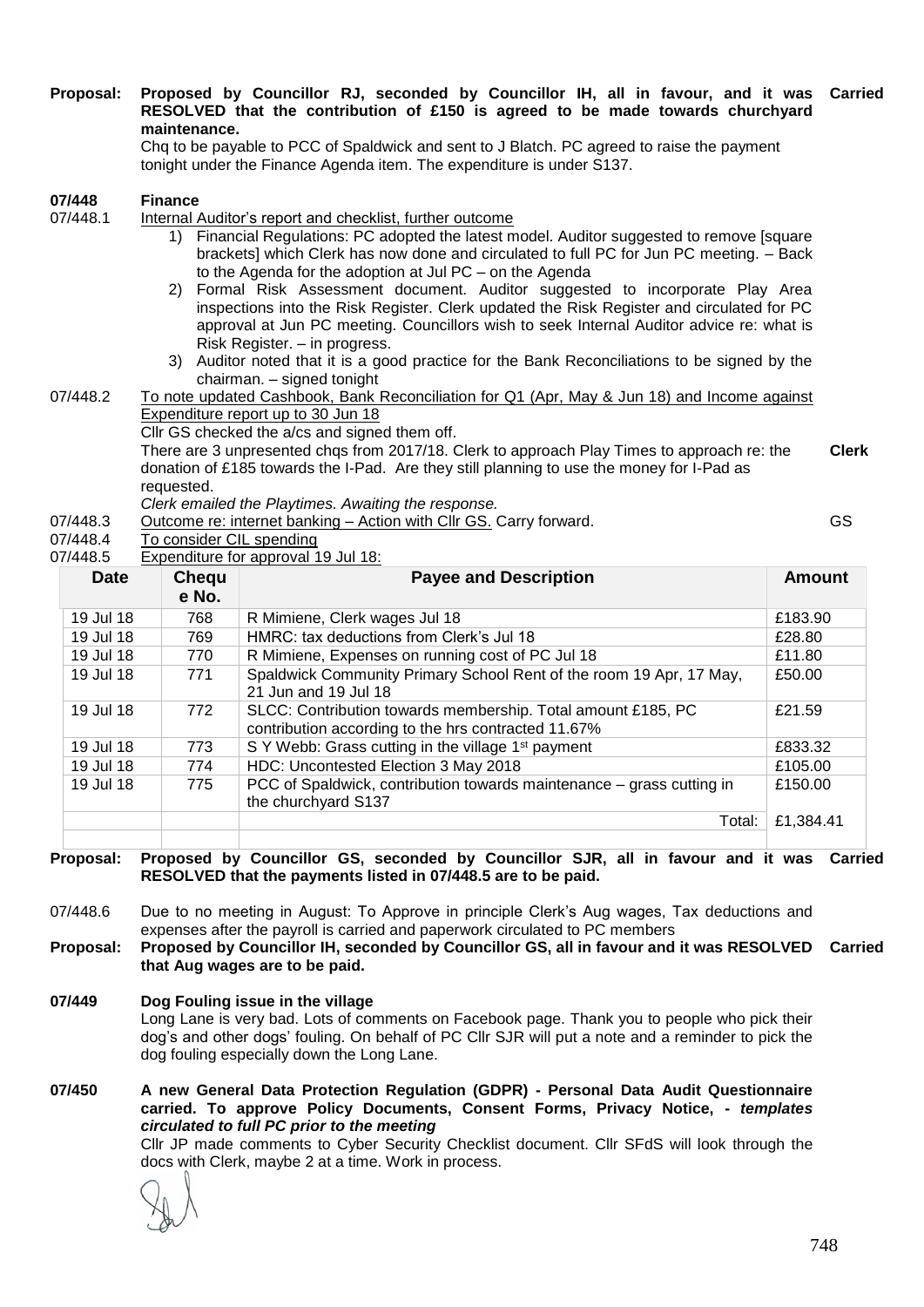**Proposal:** **Proposed by Councillor RJ, seconded by Councillor IH, all in favour, and it was RESOLVED that the contribution of £150 is agreed to be made towards churchyard maintenance.** **Carried**

Chq to be payable to PCC of Spaldwick and sent to J Blatch. PC agreed to raise the payment tonight under the Finance Agenda item. The expenditure is under S137.

**07/448 Finance**

07/448.1 Internal Auditor's report and checklist, further outcome

1) Financial Regulations: PC adopted the latest model. Auditor suggested to remove [square brackets] which Clerk has now done and circulated to full PC for Jun PC meeting. – Back to the Agenda for the adoption at Jul PC – on the Agenda
2) Formal Risk Assessment document. Auditor suggested to incorporate Play Area inspections into the Risk Register. Clerk updated the Risk Register and circulated for PC approval at Jun PC meeting. Councillors wish to seek Internal Auditor advice re: what is Risk Register. – in progress.
3) Auditor noted that it is a good practice for the Bank Reconciliations to be signed by the chairman. – signed tonight

07/448.2 To note updated Cashbook, Bank Reconciliation for Q1 (Apr, May & Jun 18) and Income against Expenditure report up to 30 Jun 18

Cllr GS checked the a/cs and signed them off.

There are 3 unpresented chqs from 2017/18. Clerk to approach Play Times to approach re: the donation of £185 towards the I-Pad. Are they still planning to use the money for I-Pad as requested. **Clerk**

*Clerk emailed the Playtimes. Awaiting the response.*

07/448.3 Outcome re: internet banking – Action with Cllr GS. Carry forward. GS

07/448.4 To consider CIL spending

07/448.5 Expenditure for approval 19 Jul 18:

| Date | Cheque No. | Payee and Description | Amount |
|---|---|---|---|
| 19 Jul 18 | 768 | R Mimiene, Clerk wages Jul 18 | £183.90 |
| 19 Jul 18 | 769 | HMRC: tax deductions from Clerk's Jul 18 | £28.80 |
| 19 Jul 18 | 770 | R Mimiene, Expenses on running cost of PC Jul 18 | £11.80 |
| 19 Jul 18 | 771 | Spaldwick Community Primary School Rent of the room 19 Apr, 17 May, 21 Jun and 19 Jul 18 | £50.00 |
| 19 Jul 18 | 772 | SLCC: Contribution towards membership. Total amount £185, PC contribution according to the hrs contracted 11.67% | £21.59 |
| 19 Jul 18 | 773 | S Y Webb: Grass cutting in the village 1st payment | £833.32 |
| 19 Jul 18 | 774 | HDC: Uncontested Election 3 May 2018 | £105.00 |
| 19 Jul 18 | 775 | PCC of Spaldwick, contribution towards maintenance – grass cutting in the churchyard S137 | £150.00 |
| | | Total: | £1,384.41 |
| | | | |

**Proposal:** **Proposed by Councillor GS, seconded by Councillor SJR, all in favour and it was RESOLVED that the payments listed in 07/448.5 are to be paid.** **Carried**

07/448.6 Due to no meeting in August: To Approve in principle Clerk's Aug wages, Tax deductions and expenses after the payroll is carried and paperwork circulated to PC members

**Proposal:** **Proposed by Councillor IH, seconded by Councillor GS, all in favour and it was RESOLVED that Aug wages are to be paid.** **Carried**

**07/449 Dog Fouling issue in the village**

Long Lane is very bad. Lots of comments on Facebook page. Thank you to people who pick their dog's and other dogs' fouling. On behalf of PC Cllr SJR will put a note and a reminder to pick the dog fouling especially down the Long Lane.

**07/450 A new General Data Protection Regulation (GDPR) - Personal Data Audit Questionnaire carried. To approve Policy Documents, Consent Forms, Privacy Notice, -** ***templates circulated to full PC prior to the meeting***

Cllr JP made comments to Cyber Security Checklist document. Cllr SFdS will look through the docs with Clerk, maybe 2 at a time. Work in process.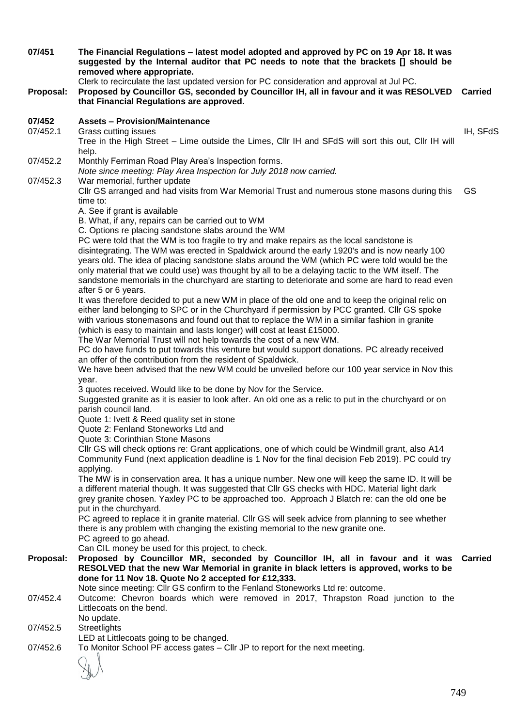**07/451** **The Financial Regulations – latest model adopted and approved by PC on 19 Apr 18. It was suggested by the Internal auditor that PC needs to note that the brackets [] should be removed where appropriate.**

Clerk to recirculate the last updated version for PC consideration and approval at Jul PC.

**Proposal:** **Proposed by Councillor GS, seconded by Councillor IH, all in favour and it was RESOLVED that Financial Regulations are approved.** **Carried**

**07/452** **Assets – Provision/Maintenance**

07/452.1 Grass cutting issues — IH, SFdS

Tree in the High Street – Lime outside the Limes, Cllr IH and SFdS will sort this out, Cllr IH will help.

07/452.2 Monthly Ferriman Road Play Area's Inspection forms.

*Note since meeting: Play Area Inspection for July 2018 now carried.*

07/452.3 War memorial, further update

Cllr GS arranged and had visits from War Memorial Trust and numerous stone masons during this time to: — GS

A. See if grant is available

B. What, if any, repairs can be carried out to WM

C. Options re placing sandstone slabs around the WM

PC were told that the WM is too fragile to try and make repairs as the local sandstone is disintegrating. The WM was erected in Spaldwick around the early 1920's and is now nearly 100 years old. The idea of placing sandstone slabs around the WM (which PC were told would be the only material that we could use) was thought by all to be a delaying tactic to the WM itself. The sandstone memorials in the churchyard are starting to deteriorate and some are hard to read even after 5 or 6 years.

It was therefore decided to put a new WM in place of the old one and to keep the original relic on either land belonging to SPC or in the Churchyard if permission by PCC granted. Cllr GS spoke with various stonemasons and found out that to replace the WM in a similar fashion in granite (which is easy to maintain and lasts longer) will cost at least £15000.

The War Memorial Trust will not help towards the cost of a new WM.

PC do have funds to put towards this venture but would support donations. PC already received an offer of the contribution from the resident of Spaldwick.

We have been advised that the new WM could be unveiled before our 100 year service in Nov this year.

3 quotes received. Would like to be done by Nov for the Service.

Suggested granite as it is easier to look after. An old one as a relic to put in the churchyard or on parish council land.

Quote 1: Ivett & Reed quality set in stone

Quote 2: Fenland Stoneworks Ltd and

Quote 3: Corinthian Stone Masons

Cllr GS will check options re: Grant applications, one of which could be Windmill grant, also A14 Community Fund (next application deadline is 1 Nov for the final decision Feb 2019). PC could try applying.

The MW is in conservation area. It has a unique number. New one will keep the same ID. It will be a different material though. It was suggested that Cllr GS checks with HDC. Material light dark grey granite chosen. Yaxley PC to be approached too. Approach J Blatch re: can the old one be put in the churchyard.

PC agreed to replace it in granite material. Cllr GS will seek advice from planning to see whether there is any problem with changing the existing memorial to the new granite one.

PC agreed to go ahead.

Can CIL money be used for this project, to check.

**Proposal:** **Proposed by Councillor MR, seconded by Councillor IH, all in favour and it was RESOLVED that the new War Memorial in granite in black letters is approved, works to be done for 11 Nov 18. Quote No 2 accepted for £12,333.** **Carried**

Note since meeting: Cllr GS confirm to the Fenland Stoneworks Ltd re: outcome.

07/452.4 Outcome: Chevron boards which were removed in 2017, Thrapston Road junction to the Littlecoats on the bend.

No update.

07/452.5 Streetlights

LED at Littlecoats going to be changed.

07/452.6 To Monitor School PF access gates – Cllr JP to report for the next meeting.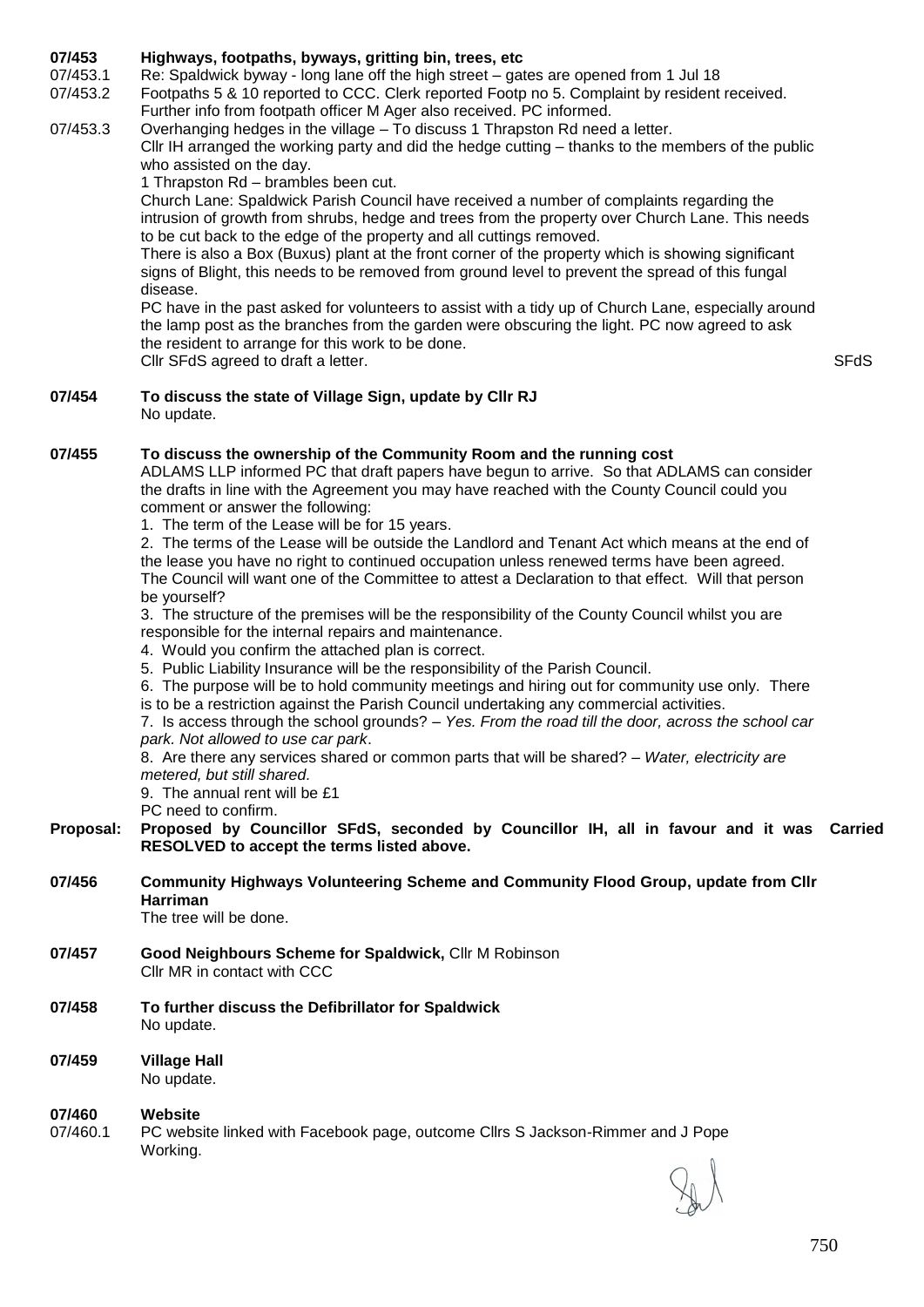**07/453 Highways, footpaths, byways, gritting bin, trees, etc**

07/453.1 Re: Spaldwick byway - long lane off the high street – gates are opened from 1 Jul 18

07/453.2 Footpaths 5 & 10 reported to CCC. Clerk reported Footp no 5. Complaint by resident received. Further info from footpath officer M Ager also received. PC informed.

07/453.3 Overhanging hedges in the village – To discuss 1 Thrapston Rd need a letter.
Cllr IH arranged the working party and did the hedge cutting – thanks to the members of the public who assisted on the day.
1 Thrapston Rd – brambles been cut.
Church Lane: Spaldwick Parish Council have received a number of complaints regarding the intrusion of growth from shrubs, hedge and trees from the property over Church Lane. This needs to be cut back to the edge of the property and all cuttings removed.
There is also a Box (Buxus) plant at the front corner of the property which is showing significant signs of Blight, this needs to be removed from ground level to prevent the spread of this fungal disease.
PC have in the past asked for volunteers to assist with a tidy up of Church Lane, especially around the lamp post as the branches from the garden were obscuring the light. PC now agreed to ask the resident to arrange for this work to be done.
Cllr SFdS agreed to draft a letter. SFdS

**07/454 To discuss the state of Village Sign, update by Cllr RJ**
No update.

**07/455 To discuss the ownership of the Community Room and the running cost**
ADLAMS LLP informed PC that draft papers have begun to arrive. So that ADLAMS can consider the drafts in line with the Agreement you may have reached with the County Council could you comment or answer the following:

1. The term of the Lease will be for 15 years.
2. The terms of the Lease will be outside the Landlord and Tenant Act which means at the end of the lease you have no right to continued occupation unless renewed terms have been agreed. The Council will want one of the Committee to attest a Declaration to that effect. Will that person be yourself?
3. The structure of the premises will be the responsibility of the County Council whilst you are responsible for the internal repairs and maintenance.
4. Would you confirm the attached plan is correct.
5. Public Liability Insurance will be the responsibility of the Parish Council.
6. The purpose will be to hold community meetings and hiring out for community use only. There is to be a restriction against the Parish Council undertaking any commercial activities.
7. Is access through the school grounds? – *Yes. From the road till the door, across the school car park. Not allowed to use car park*.
8. Are there any services shared or common parts that will be shared? – *Water, electricity are metered, but still shared.*
9. The annual rent will be £1

PC need to confirm.

**Proposal: Proposed by Councillor SFdS, seconded by Councillor IH, all in favour and it was RESOLVED to accept the terms listed above.** **Carried**

**07/456 Community Highways Volunteering Scheme and Community Flood Group, update from Cllr Harriman**
The tree will be done.

**07/457 Good Neighbours Scheme for Spaldwick,** Cllr M Robinson
Cllr MR in contact with CCC

**07/458 To further discuss the Defibrillator for Spaldwick**
No update.

**07/459 Village Hall**
No update.

**07/460 Website**

07/460.1 PC website linked with Facebook page, outcome Cllrs S Jackson-Rimmer and J Pope
Working.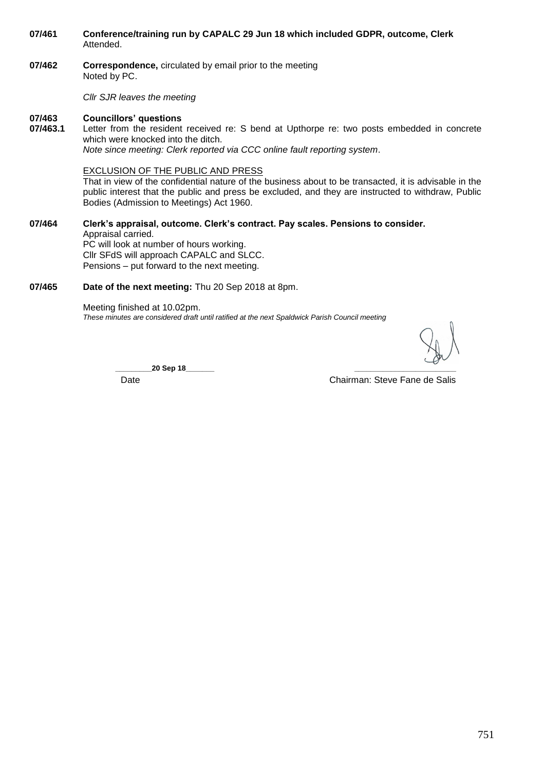**07/461** **Conference/training run by CAPALC 29 Jun 18 which included GDPR, outcome, Clerk**
Attended.

**07/462** **Correspondence,** circulated by email prior to the meeting
Noted by PC.

*Cllr SJR leaves the meeting*

**07/463** **Councillors' questions**

**07/463.1** Letter from the resident received re: S bend at Upthorpe re: two posts embedded in concrete which were knocked into the ditch.
*Note since meeting: Clerk reported via CCC online fault reporting system*.

EXCLUSION OF THE PUBLIC AND PRESS
That in view of the confidential nature of the business about to be transacted, it is advisable in the public interest that the public and press be excluded, and they are instructed to withdraw, Public Bodies (Admission to Meetings) Act 1960.

**07/464** **Clerk's appraisal, outcome. Clerk's contract. Pay scales. Pensions to consider.**
Appraisal carried.
PC will look at number of hours working.
Cllr SFdS will approach CAPALC and SLCC.
Pensions – put forward to the next meeting.

**07/465** **Date of the next meeting:** Thu 20 Sep 2018 at 8pm.

Meeting finished at 10.02pm.
*These minutes are considered draft until ratified at the next Spaldwick Parish Council meeting*

**20 Sep 18**
Date

Chairman: Steve Fane de Salis